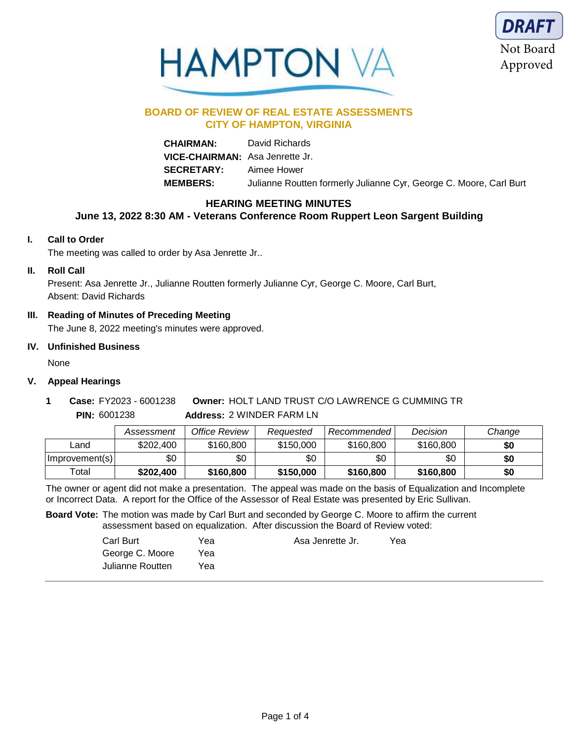DRAFT
Not Board Approved

HAMPTON VA

## BOARD OF REVIEW OF REAL ESTATE ASSESSMENTS
## CITY OF HAMPTON, VIRGINIA

**CHAIRMAN:** David Richards
**VICE-CHAIRMAN:** Asa Jenrette Jr.
**SECRETARY:** Aimee Hower
**MEMBERS:** Julianne Routten formerly Julianne Cyr, George C. Moore, Carl Burt

### HEARING MEETING MINUTES
### June 13, 2022 8:30 AM - Veterans Conference Room Ruppert Leon Sargent Building

**I. Call to Order**

The meeting was called to order by Asa Jenrette Jr..

**II. Roll Call**

Present: Asa Jenrette Jr., Julianne Routten formerly Julianne Cyr, George C. Moore, Carl Burt,
Absent: David Richards

**III. Reading of Minutes of Preceding Meeting**

The June 8, 2022 meeting's minutes were approved.

**IV. Unfinished Business**

None

**V. Appeal Hearings**

**1** **Case:** FY2023 - 6001238 **Owner:** HOLT LAND TRUST C/O LAWRENCE G CUMMING TR
**PIN:** 6001238 **Address:** 2 WINDER FARM LN

| | *Assessment* | *Office Review* | *Requested* | *Recommended* | *Decision* | *Change* |
|---|---|---|---|---|---|---|
| Land | $202,400 | $160,800 | $150,000 | $160,800 | $160,800 | **$0** |
| Improvement(s) | $0 | $0 | $0 | $0 | $0 | **$0** |
| Total | **$202,400** | **$160,800** | **$150,000** | **$160,800** | **$160,800** | **$0** |

The owner or agent did not make a presentation. The appeal was made on the basis of Equalization and Incomplete or Incorrect Data. A report for the Office of the Assessor of Real Estate was presented by Eric Sullivan.

**Board Vote:** The motion was made by Carl Burt and seconded by George C. Moore to affirm the current assessment based on equalization. After discussion the Board of Review voted:

| | | | |
|---|---|---|---|
| Carl Burt | Yea | Asa Jenrette Jr. | Yea |
| George C. Moore | Yea | | |
| Julianne Routten | Yea | | |

---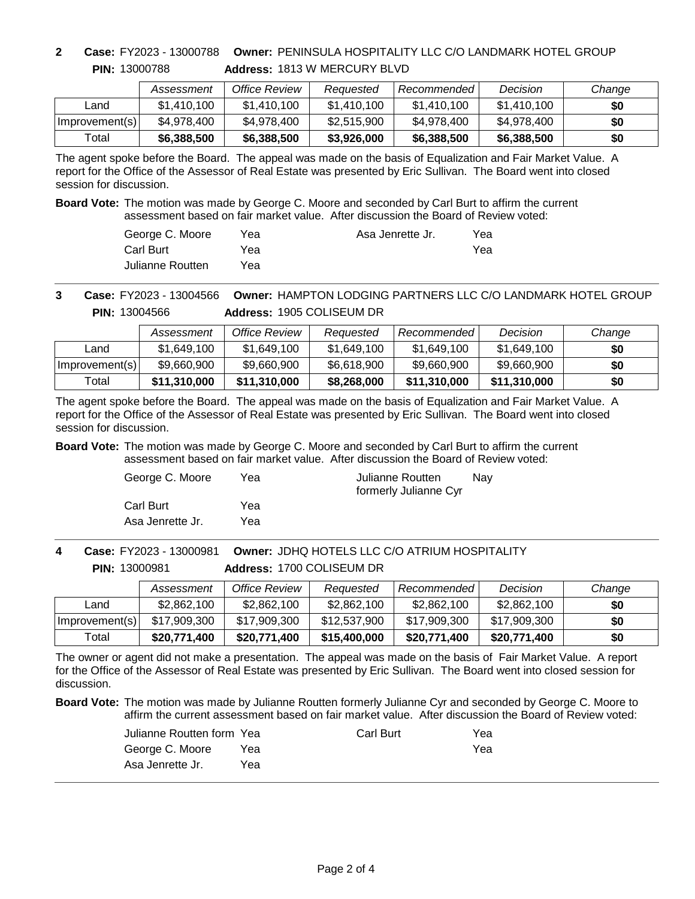**2** **Case:** FY2023 - 13000788 **Owner:** PENINSULA HOSPITALITY LLC C/O LANDMARK HOTEL GROUP

**PIN:** 13000788 **Address:** 1813 W MERCURY BLVD

| | Assessment | Office Review | Requested | Recommended | Decision | Change |
|---|---|---|---|---|---|---|
| Land | $1,410,100 | $1,410,100 | $1,410,100 | $1,410,100 | $1,410,100 | **$0** |
| Improvement(s) | $4,978,400 | $4,978,400 | $2,515,900 | $4,978,400 | $4,978,400 | **$0** |
| Total | **$6,388,500** | **$6,388,500** | **$3,926,000** | **$6,388,500** | **$6,388,500** | **$0** |

The agent spoke before the Board. The appeal was made on the basis of Equalization and Fair Market Value. A report for the Office of the Assessor of Real Estate was presented by Eric Sullivan. The Board went into closed session for discussion.

**Board Vote:** The motion was made by George C. Moore and seconded by Carl Burt to affirm the current assessment based on fair market value. After discussion the Board of Review voted:

| | | | |
|---|---|---|---|
| George C. Moore | Yea | Asa Jenrette Jr. | Yea |
| Carl Burt | Yea | | Yea |
| Julianne Routten | Yea | | |

---

**3** **Case:** FY2023 - 13004566 **Owner:** HAMPTON LODGING PARTNERS LLC C/O LANDMARK HOTEL GROUP

**PIN:** 13004566 **Address:** 1905 COLISEUM DR

| | Assessment | Office Review | Requested | Recommended | Decision | Change |
|---|---|---|---|---|---|---|
| Land | $1,649,100 | $1,649,100 | $1,649,100 | $1,649,100 | $1,649,100 | **$0** |
| Improvement(s) | $9,660,900 | $9,660,900 | $6,618,900 | $9,660,900 | $9,660,900 | **$0** |
| Total | **$11,310,000** | **$11,310,000** | **$8,268,000** | **$11,310,000** | **$11,310,000** | **$0** |

The agent spoke before the Board. The appeal was made on the basis of Equalization and Fair Market Value. A report for the Office of the Assessor of Real Estate was presented by Eric Sullivan. The Board went into closed session for discussion.

**Board Vote:** The motion was made by George C. Moore and seconded by Carl Burt to affirm the current assessment based on fair market value. After discussion the Board of Review voted:

| | | | |
|---|---|---|---|
| George C. Moore | Yea | Julianne Routten formerly Julianne Cyr | Nay |
| Carl Burt | Yea | | |
| Asa Jenrette Jr. | Yea | | |

---

**4** **Case:** FY2023 - 13000981 **Owner:** JDHQ HOTELS LLC C/O ATRIUM HOSPITALITY

**PIN:** 13000981 **Address:** 1700 COLISEUM DR

| | Assessment | Office Review | Requested | Recommended | Decision | Change |
|---|---|---|---|---|---|---|
| Land | $2,862,100 | $2,862,100 | $2,862,100 | $2,862,100 | $2,862,100 | **$0** |
| Improvement(s) | $17,909,300 | $17,909,300 | $12,537,900 | $17,909,300 | $17,909,300 | **$0** |
| Total | **$20,771,400** | **$20,771,400** | **$15,400,000** | **$20,771,400** | **$20,771,400** | **$0** |

The owner or agent did not make a presentation. The appeal was made on the basis of Fair Market Value. A report for the Office of the Assessor of Real Estate was presented by Eric Sullivan. The Board went into closed session for discussion.

**Board Vote:** The motion was made by Julianne Routten formerly Julianne Cyr and seconded by George C. Moore to affirm the current assessment based on fair market value. After discussion the Board of Review voted:

| | | | |
|---|---|---|---|
| Julianne Routten form | Yea | Carl Burt | Yea |
| George C. Moore | Yea | | Yea |
| Asa Jenrette Jr. | Yea | | |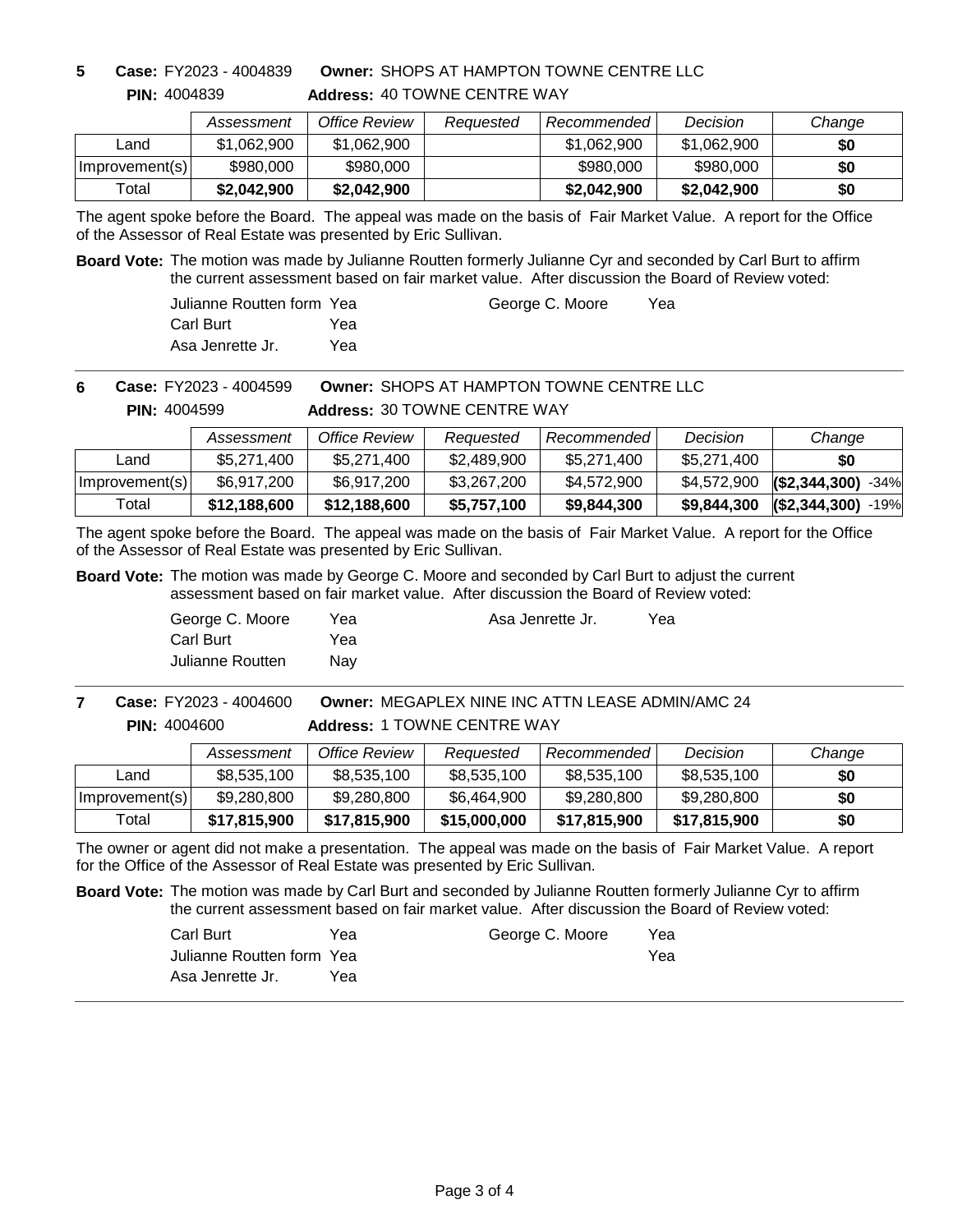**5** **Case:** FY2023 - 4004839 **Owner:** SHOPS AT HAMPTON TOWNE CENTRE LLC

**PIN:** 4004839 **Address:** 40 TOWNE CENTRE WAY

| | *Assessment* | *Office Review* | *Requested* | *Recommended* | *Decision* | *Change* |
|---|---|---|---|---|---|---|
| Land | $1,062,900 | $1,062,900 | | $1,062,900 | $1,062,900 | **$0** |
| Improvement(s) | $980,000 | $980,000 | | $980,000 | $980,000 | **$0** |
| Total | **$2,042,900** | **$2,042,900** | | **$2,042,900** | **$2,042,900** | **$0** |

The agent spoke before the Board. The appeal was made on the basis of Fair Market Value. A report for the Office of the Assessor of Real Estate was presented by Eric Sullivan.

**Board Vote:** The motion was made by Julianne Routten formerly Julianne Cyr and seconded by Carl Burt to affirm the current assessment based on fair market value. After discussion the Board of Review voted:

| | | | |
|---|---|---|---|
| Julianne Routten form | Yea | George C. Moore | Yea |
| Carl Burt | Yea | | |
| Asa Jenrette Jr. | Yea | | |

**6** **Case:** FY2023 - 4004599 **Owner:** SHOPS AT HAMPTON TOWNE CENTRE LLC

**PIN:** 4004599 **Address:** 30 TOWNE CENTRE WAY

| | *Assessment* | *Office Review* | *Requested* | *Recommended* | *Decision* | *Change* |
|---|---|---|---|---|---|---|
| Land | $5,271,400 | $5,271,400 | $2,489,900 | $5,271,400 | $5,271,400 | **$0** |
| Improvement(s) | $6,917,200 | $6,917,200 | $3,267,200 | $4,572,900 | $4,572,900 | **($2,344,300)** -34% |
| Total | **$12,188,600** | **$12,188,600** | **$5,757,100** | **$9,844,300** | **$9,844,300** | **($2,344,300)** -19% |

The agent spoke before the Board. The appeal was made on the basis of Fair Market Value. A report for the Office of the Assessor of Real Estate was presented by Eric Sullivan.

**Board Vote:** The motion was made by George C. Moore and seconded by Carl Burt to adjust the current assessment based on fair market value. After discussion the Board of Review voted:

| | | | |
|---|---|---|---|
| George C. Moore | Yea | Asa Jenrette Jr. | Yea |
| Carl Burt | Yea | | |
| Julianne Routten | Nay | | |

**7** **Case:** FY2023 - 4004600 **Owner:** MEGAPLEX NINE INC ATTN LEASE ADMIN/AMC 24

**PIN:** 4004600 **Address:** 1 TOWNE CENTRE WAY

| | *Assessment* | *Office Review* | *Requested* | *Recommended* | *Decision* | *Change* |
|---|---|---|---|---|---|---|
| Land | $8,535,100 | $8,535,100 | $8,535,100 | $8,535,100 | $8,535,100 | **$0** |
| Improvement(s) | $9,280,800 | $9,280,800 | $6,464,900 | $9,280,800 | $9,280,800 | **$0** |
| Total | **$17,815,900** | **$17,815,900** | **$15,000,000** | **$17,815,900** | **$17,815,900** | **$0** |

The owner or agent did not make a presentation. The appeal was made on the basis of Fair Market Value. A report for the Office of the Assessor of Real Estate was presented by Eric Sullivan.

**Board Vote:** The motion was made by Carl Burt and seconded by Julianne Routten formerly Julianne Cyr to affirm the current assessment based on fair market value. After discussion the Board of Review voted:

| | | | |
|---|---|---|---|
| Carl Burt | Yea | George C. Moore | Yea |
| Julianne Routten form | Yea | | Yea |
| Asa Jenrette Jr. | Yea | | |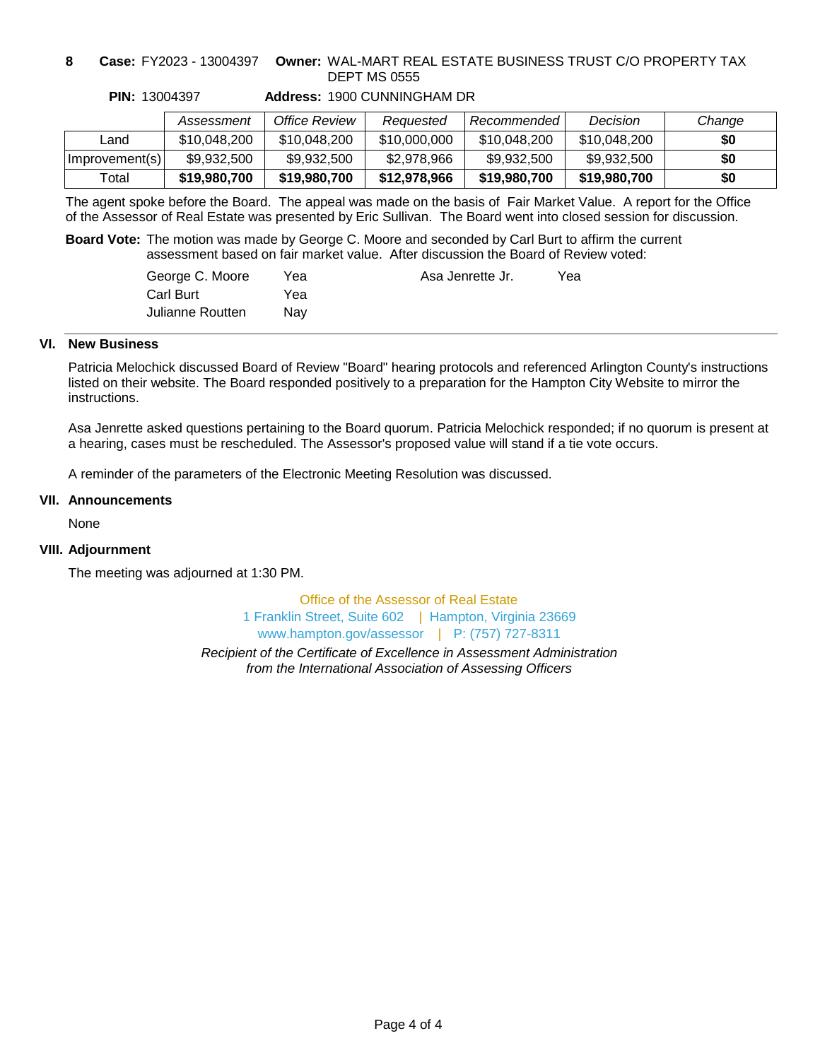**8** **Case:** FY2023 - 13004397 **Owner:** WAL-MART REAL ESTATE BUSINESS TRUST C/O PROPERTY TAX DEPT MS 0555

**PIN:** 13004397 **Address:** 1900 CUNNINGHAM DR

| | *Assessment* | *Office Review* | *Requested* | *Recommended* | *Decision* | *Change* |
|---|---|---|---|---|---|---|
| Land | $10,048,200 | $10,048,200 | $10,000,000 | $10,048,200 | $10,048,200 | **$0** |
| Improvement(s) | $9,932,500 | $9,932,500 | $2,978,966 | $9,932,500 | $9,932,500 | **$0** |
| Total | **$19,980,700** | **$19,980,700** | **$12,978,966** | **$19,980,700** | **$19,980,700** | **$0** |

The agent spoke before the Board. The appeal was made on the basis of Fair Market Value. A report for the Office of the Assessor of Real Estate was presented by Eric Sullivan. The Board went into closed session for discussion.

**Board Vote:** The motion was made by George C. Moore and seconded by Carl Burt to affirm the current assessment based on fair market value. After discussion the Board of Review voted:

| | | | |
|---|---|---|---|
| George C. Moore | Yea | Asa Jenrette Jr. | Yea |
| Carl Burt | Yea | | |
| Julianne Routten | Nay | | |

## VI. New Business

Patricia Melochick discussed Board of Review "Board" hearing protocols and referenced Arlington County's instructions listed on their website. The Board responded positively to a preparation for the Hampton City Website to mirror the instructions.

Asa Jenrette asked questions pertaining to the Board quorum. Patricia Melochick responded; if no quorum is present at a hearing, cases must be rescheduled. The Assessor's proposed value will stand if a tie vote occurs.

A reminder of the parameters of the Electronic Meeting Resolution was discussed.

## VII. Announcements

None

## VIII. Adjournment

The meeting was adjourned at 1:30 PM.

Office of the Assessor of Real Estate
1 Franklin Street, Suite 602 | Hampton, Virginia 23669
www.hampton.gov/assessor | P: (757) 727-8311

*Recipient of the Certificate of Excellence in Assessment Administration from the International Association of Assessing Officers*